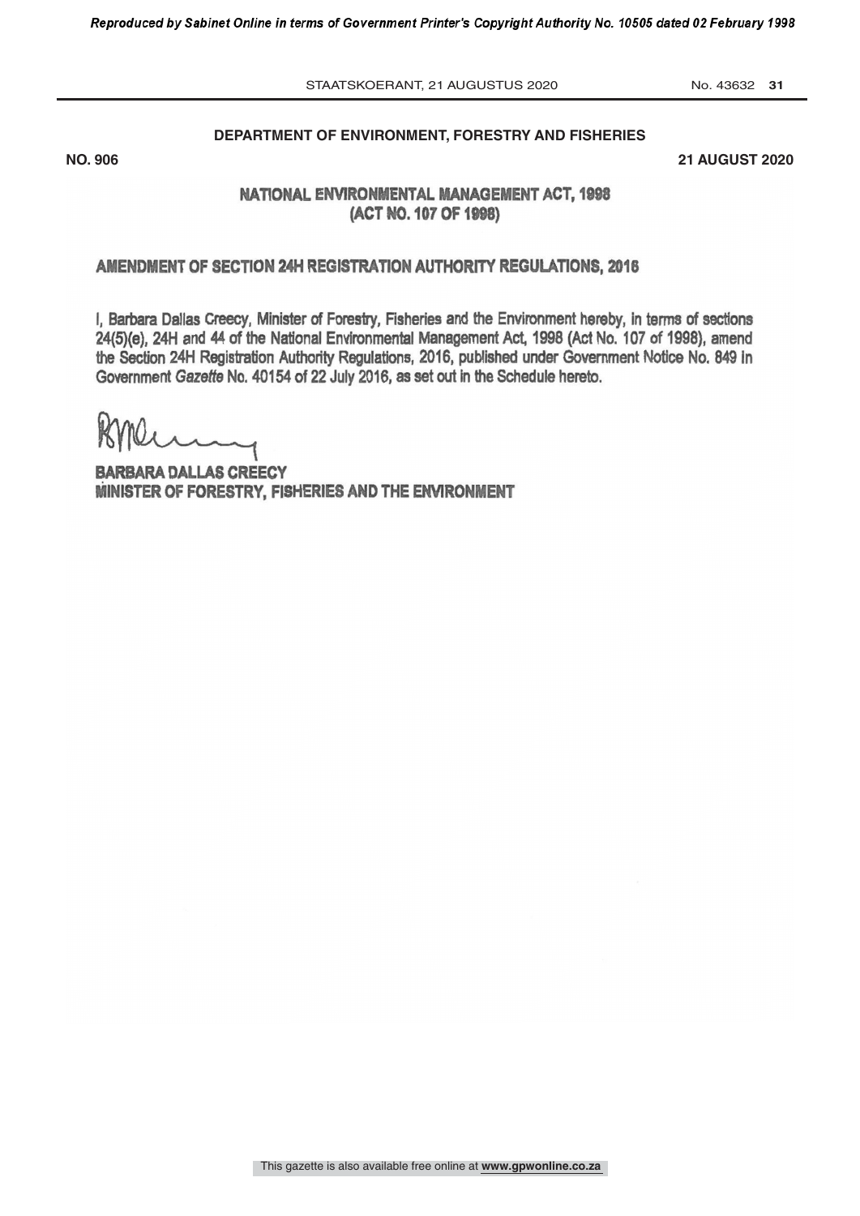**DEPARTMENT OF ENVIRONMENT, FORESTRY AND FISHERIES**

**NO. 906** **21 AUGUST 2020**

## NATIONAL ENVIRONMENTAL MANAGEMENT ACT, 1998 (ACT NO. 107 OF 1998)

## AMENDMENT OF SECTION 24H REGISTRATION AUTHORITY REGULATIONS, 2016

I, Barbara Dallas Creecy, Minister of Forestry, Fisheries and the Environment hereby, in terms of sections 24(5)(e), 24H and 44 of the National Environmental Management Act, 1998 (Act No. 107 of 1998), amend the Section 24H Registration Authority Regulations, 2016, published under Government Notice No. 849 in Government *Gazette* No. 40154 of 22 July 2016, as set out in the Schedule hereto.

**BARBARA DALLAS CREECY**
**MINISTER OF FORESTRY, FISHERIES AND THE ENVIRONMENT**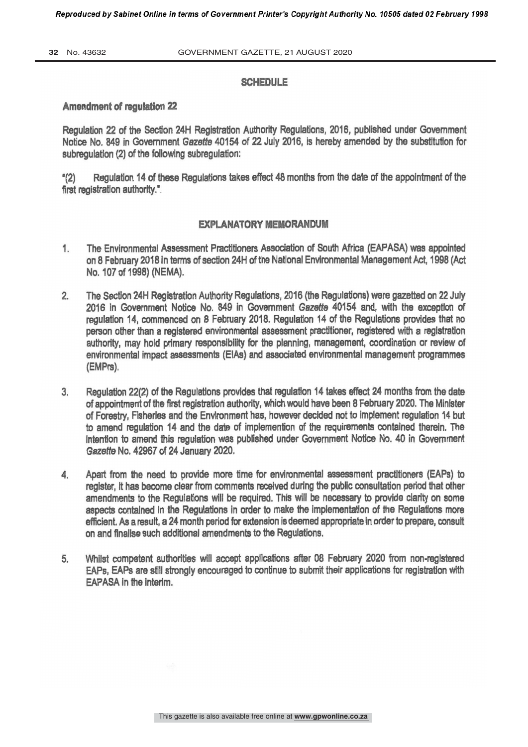## SCHEDULE

**Amendment of regulation 22**

Regulation 22 of the Section 24H Registration Authority Regulations, 2016, published under Government Notice No. 849 in Government *Gazette* 40154 of 22 July 2016, is hereby amended by the substitution for subregulation (2) of the following subregulation:

"(2) Regulation 14 of these Regulations takes effect 48 months from the date of the appointment of the first registration authority.".

## EXPLANATORY MEMORANDUM

1. The Environmental Assessment Practitioners Association of South Africa (EAPASA) was appointed on 8 February 2018 in terms of section 24H of the National Environmental Management Act, 1998 (Act No. 107 of 1998) (NEMA).

2. The Section 24H Registration Authority Regulations, 2016 (the Regulations) were gazetted on 22 July 2016 in Government Notice No. 849 in Government *Gazette* 40154 and, with the exception of regulation 14, commenced on 8 February 2018. Regulation 14 of the Regulations provides that no person other than a registered environmental assessment practitioner, registered with a registration authority, may hold primary responsibility for the planning, management, coordination or review of environmental impact assessments (EIAs) and associated environmental management programmes (EMPrs).

3. Regulation 22(2) of the Regulations provides that regulation 14 takes effect 24 months from the date of appointment of the first registration authority, which would have been 8 February 2020. The Minister of Forestry, Fisheries and the Environment has, however decided not to implement regulation 14 but to amend regulation 14 and the date of implemention of the requirements contained therein. The intention to amend this regulation was published under Government Notice No. 40 in Government *Gazette* No. 42967 of 24 January 2020.

4. Apart from the need to provide more time for environmental assessment practitioners (EAPs) to register, it has become clear from comments received during the public consultation period that other amendments to the Regulations will be required. This will be necessary to provide clarity on some aspects contained in the Regulations in order to make the implementation of the Regulations more efficient. As a result, a 24 month period for extension is deemed appropriate in order to prepare, consult on and finalise such additional amendments to the Regulations.

5. Whilst competent authorities will accept applications after 08 February 2020 from non-registered EAPs, EAPs are still strongly encouraged to continue to submit their applications for registration with EAPASA in the interim.